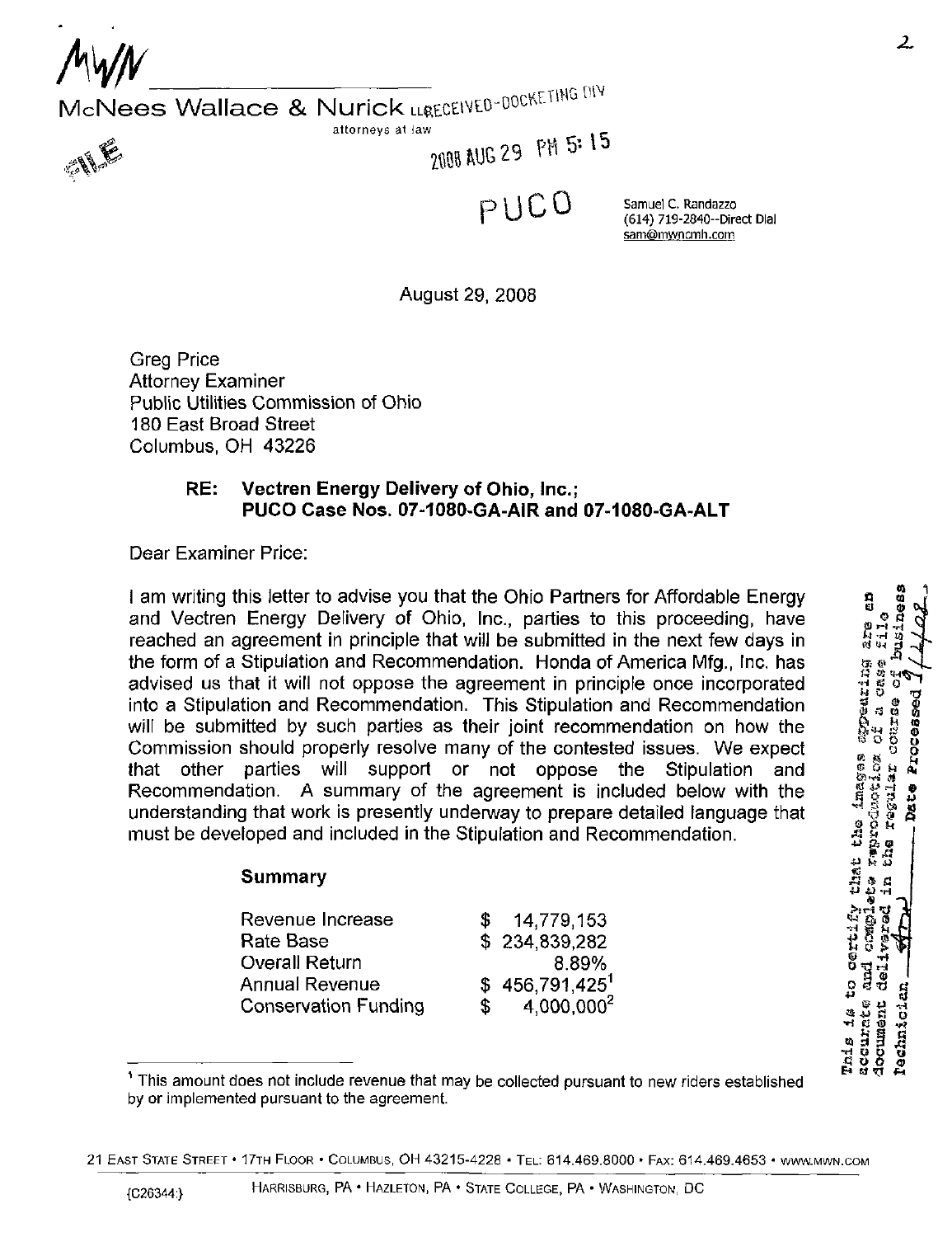MWN

McNees Wallace & Nurick LLC

attorneys at law

RECEIVED-DOCKETING DIV

2008 AUG 29 PM 5: 15

PUCO

FILE

Samuel C. Randazzo
(614) 719-2840--Direct Dial
sam@mwncmh.com

August 29, 2008

Greg Price
Attorney Examiner
Public Utilities Commission of Ohio
180 East Broad Street
Columbus, OH 43226

**RE: Vectren Energy Delivery of Ohio, Inc.; PUCO Case Nos. 07-1080-GA-AIR and 07-1080-GA-ALT**

Dear Examiner Price:

I am writing this letter to advise you that the Ohio Partners for Affordable Energy and Vectren Energy Delivery of Ohio, Inc., parties to this proceeding, have reached an agreement in principle that will be submitted in the next few days in the form of a Stipulation and Recommendation. Honda of America Mfg., Inc. has advised us that it will not oppose the agreement in principle once incorporated into a Stipulation and Recommendation. This Stipulation and Recommendation will be submitted by such parties as their joint recommendation on how the Commission should properly resolve many of the contested issues. We expect that other parties will support or not oppose the Stipulation and Recommendation. A summary of the agreement is included below with the understanding that work is presently underway to prepare detailed language that must be developed and included in the Stipulation and Recommendation.

**Summary**

| | |
|---|---|
| Revenue Increase | $ 14,779,153 |
| Rate Base | $ 234,839,282 |
| Overall Return | 8.89% |
| Annual Revenue | $ 456,791,425[1] |
| Conservation Funding | $ 4,000,000[2] |

This is to certify that the images appearing are an accurate and complete reproduction of a case file document delivered in the regular course of business
Technician ______ Date Processed 9/2/08

[1] This amount does not include revenue that may be collected pursuant to new riders established by or implemented pursuant to the agreement.

21 East State Street • 17th Floor • Columbus, OH 43215-4228 • Tel: 614.469.8000 • Fax: 614.469.4653 • www.mwn.com

{C26344:}

Harrisburg, PA • Hazleton, PA • State College, PA • Washington, DC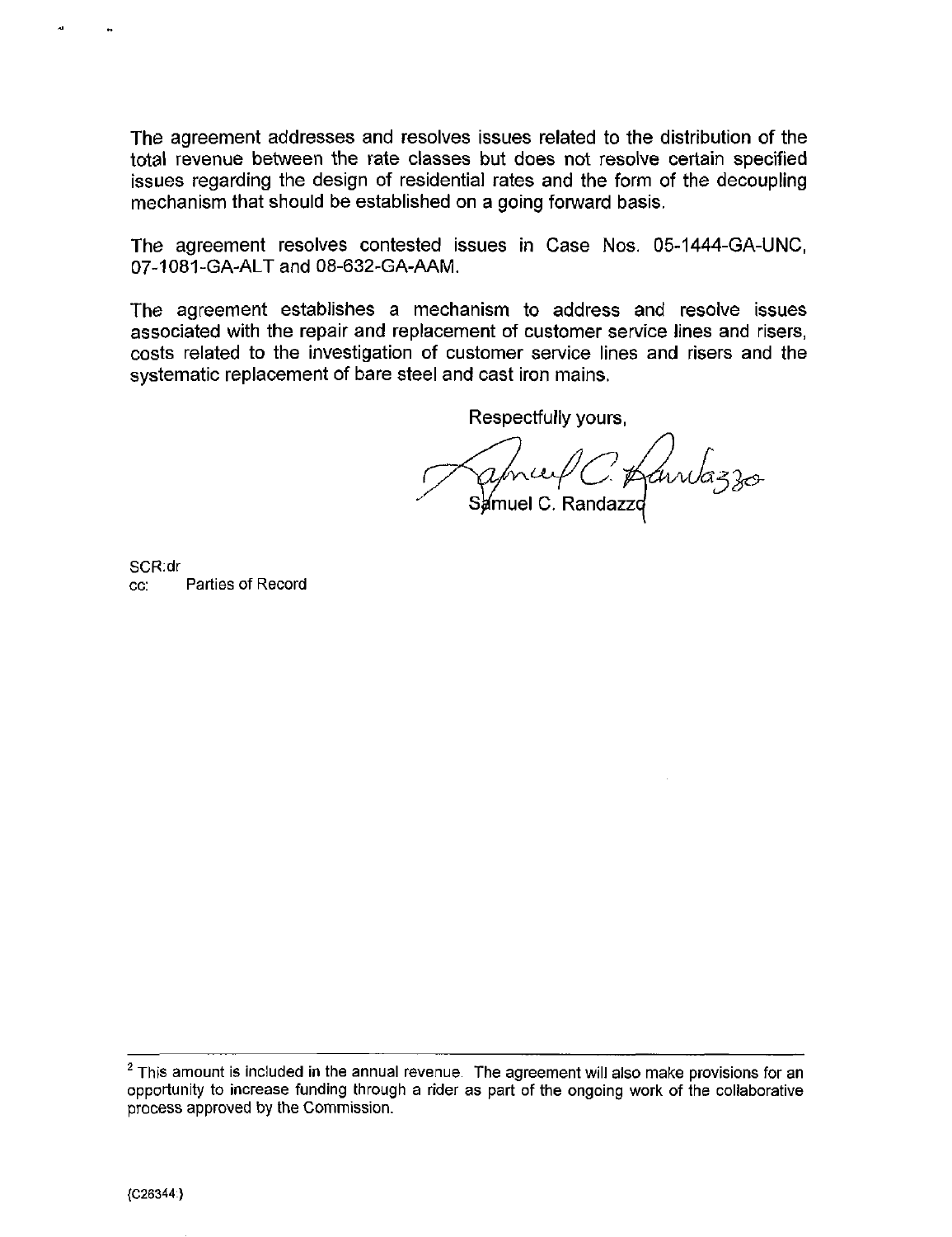The agreement addresses and resolves issues related to the distribution of the total revenue between the rate classes but does not resolve certain specified issues regarding the design of residential rates and the form of the decoupling mechanism that should be established on a going forward basis.

The agreement resolves contested issues in Case Nos. 05-1444-GA-UNC, 07-1081-GA-ALT and 08-632-GA-AAM.

The agreement establishes a mechanism to address and resolve issues associated with the repair and replacement of customer service lines and risers, costs related to the investigation of customer service lines and risers and the systematic replacement of bare steel and cast iron mains.

Respectfully yours,

Samuel C. Randazzo

SCR:dr
cc: Parties of Record

---

[2] This amount is included in the annual revenue. The agreement will also make provisions for an opportunity to increase funding through a rider as part of the ongoing work of the collaborative process approved by the Commission.

{C28344:}